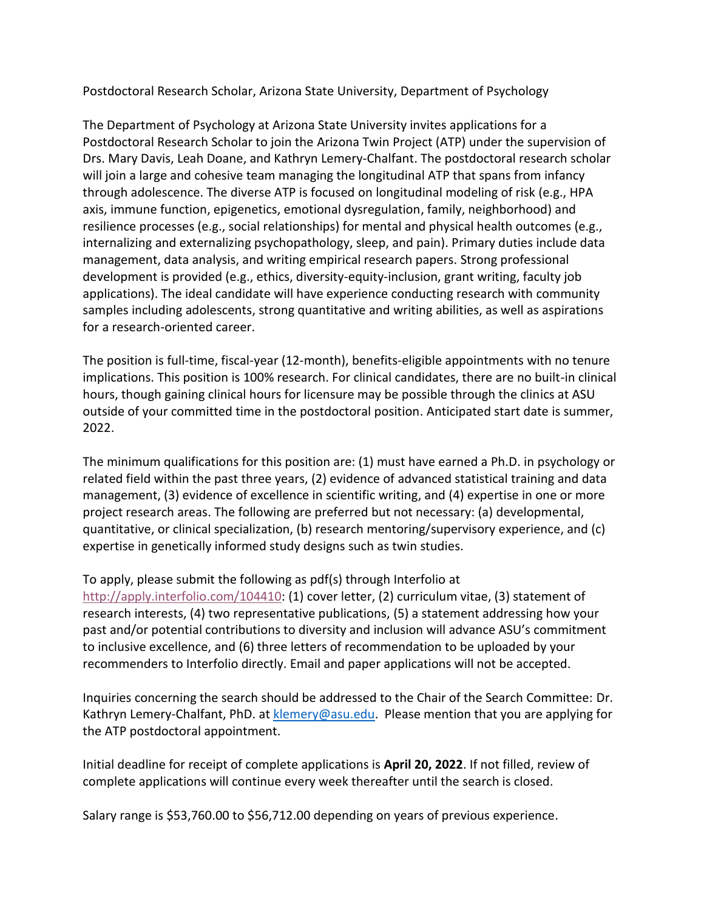Postdoctoral Research Scholar, Arizona State University, Department of Psychology

The Department of Psychology at Arizona State University invites applications for a Postdoctoral Research Scholar to join the Arizona Twin Project (ATP) under the supervision of Drs. Mary Davis, Leah Doane, and Kathryn Lemery-Chalfant. The postdoctoral research scholar will join a large and cohesive team managing the longitudinal ATP that spans from infancy through adolescence. The diverse ATP is focused on longitudinal modeling of risk (e.g., HPA axis, immune function, epigenetics, emotional dysregulation, family, neighborhood) and resilience processes (e.g., social relationships) for mental and physical health outcomes (e.g., internalizing and externalizing psychopathology, sleep, and pain). Primary duties include data management, data analysis, and writing empirical research papers. Strong professional development is provided (e.g., ethics, diversity-equity-inclusion, grant writing, faculty job applications). The ideal candidate will have experience conducting research with community samples including adolescents, strong quantitative and writing abilities, as well as aspirations for a research-oriented career.

The position is full-time, fiscal-year (12-month), benefits-eligible appointments with no tenure implications. This position is 100% research. For clinical candidates, there are no built-in clinical hours, though gaining clinical hours for licensure may be possible through the clinics at ASU outside of your committed time in the postdoctoral position. Anticipated start date is summer, 2022.

The minimum qualifications for this position are: (1) must have earned a Ph.D. in psychology or related field within the past three years, (2) evidence of advanced statistical training and data management, (3) evidence of excellence in scientific writing, and (4) expertise in one or more project research areas. The following are preferred but not necessary: (a) developmental, quantitative, or clinical specialization, (b) research mentoring/supervisory experience, and (c) expertise in genetically informed study designs such as twin studies.

To apply, please submit the following as pdf(s) through Interfolio at [http://apply.interfolio.com/104410](http://apply.interfolio.com/104410): (1) cover letter, (2) curriculum vitae, (3) statement of research interests, (4) two representative publications, (5) a statement addressing how your past and/or potential contributions to diversity and inclusion will advance ASU's commitment to inclusive excellence, and (6) three letters of recommendation to be uploaded by your recommenders to Interfolio directly. Email and paper applications will not be accepted.

Inquiries concerning the search should be addressed to the Chair of the Search Committee: Dr. Kathryn Lemery-Chalfant, PhD. at [klemery@asu.edu](mailto:klemery@asu.edu). Please mention that you are applying for the ATP postdoctoral appointment.

Initial deadline for receipt of complete applications is **April 20, 2022**. If not filled, review of complete applications will continue every week thereafter until the search is closed.

Salary range is $53,760.00 to $56,712.00 depending on years of previous experience.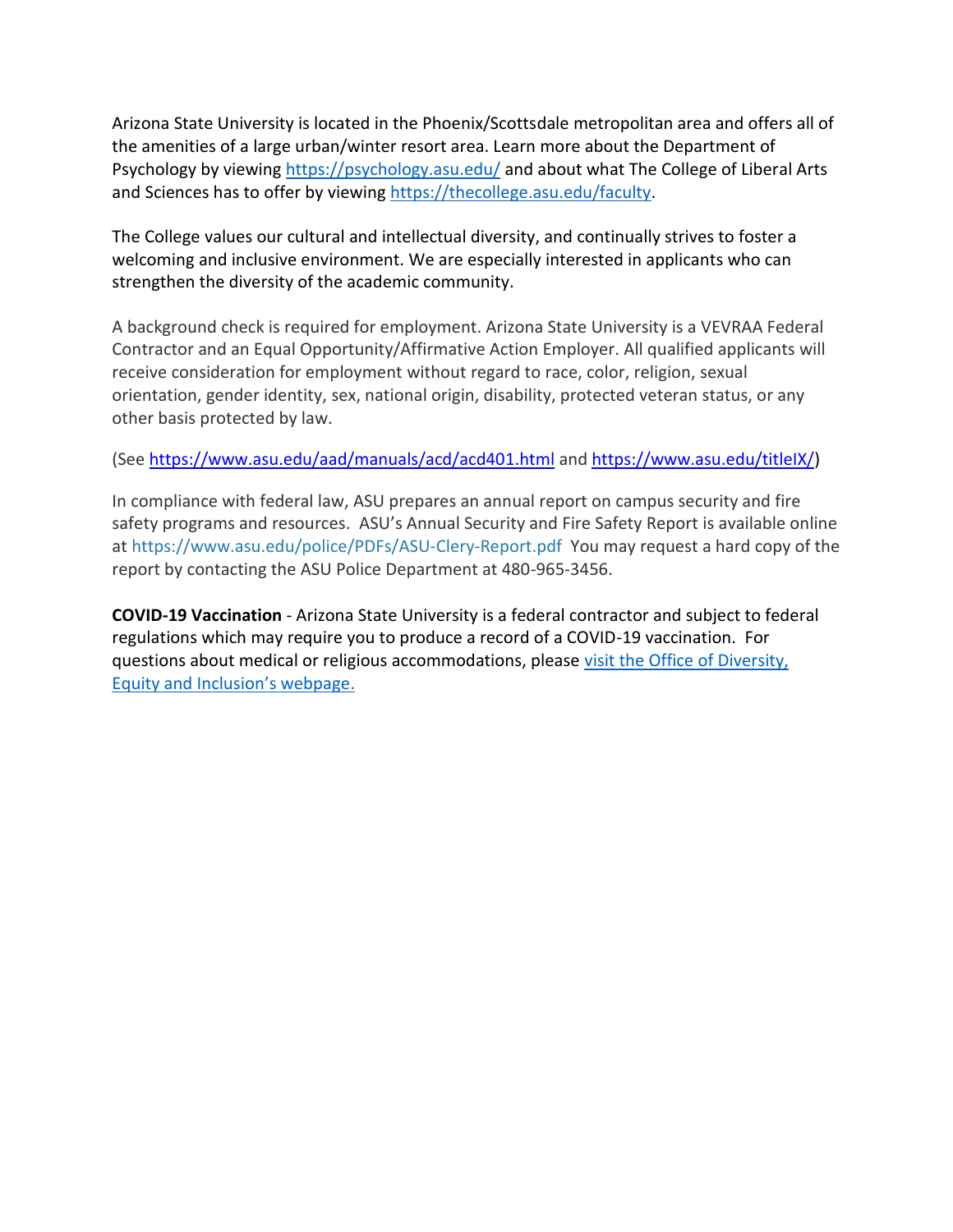Arizona State University is located in the Phoenix/Scottsdale metropolitan area and offers all of the amenities of a large urban/winter resort area. Learn more about the Department of Psychology by viewing https://psychology.asu.edu/ and about what The College of Liberal Arts and Sciences has to offer by viewing https://thecollege.asu.edu/faculty.

The College values our cultural and intellectual diversity, and continually strives to foster a welcoming and inclusive environment. We are especially interested in applicants who can strengthen the diversity of the academic community.

A background check is required for employment. Arizona State University is a VEVRAA Federal Contractor and an Equal Opportunity/Affirmative Action Employer. All qualified applicants will receive consideration for employment without regard to race, color, religion, sexual orientation, gender identity, sex, national origin, disability, protected veteran status, or any other basis protected by law.

(See https://www.asu.edu/aad/manuals/acd/acd401.html and https://www.asu.edu/titleIX/)

In compliance with federal law, ASU prepares an annual report on campus security and fire safety programs and resources. ASU's Annual Security and Fire Safety Report is available online at https://www.asu.edu/police/PDFs/ASU-Clery-Report.pdf You may request a hard copy of the report by contacting the ASU Police Department at 480-965-3456.

**COVID-19 Vaccination** - Arizona State University is a federal contractor and subject to federal regulations which may require you to produce a record of a COVID-19 vaccination. For questions about medical or religious accommodations, please visit the Office of Diversity, Equity and Inclusion's webpage.